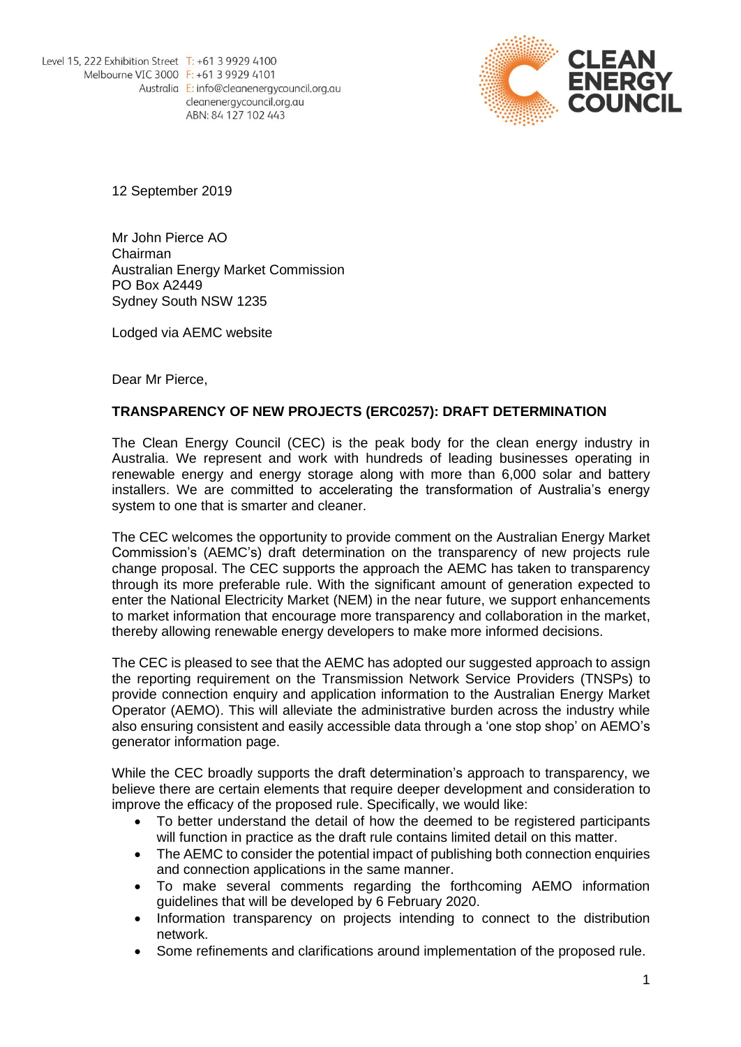Level 15, 222 Exhibition Street
Melbourne VIC 3000
Australia

T: +61 3 9929 4100
F: +61 3 9929 4101
E: info@cleanenergycouncil.org.au
cleanenergycouncil.org.au
ABN: 84 127 102 443

CLEAN ENERGY COUNCIL

12 September 2019

Mr John Pierce AO
Chairman
Australian Energy Market Commission
PO Box A2449
Sydney South NSW 1235

Lodged via AEMC website

Dear Mr Pierce,

**TRANSPARENCY OF NEW PROJECTS (ERC0257): DRAFT DETERMINATION**

The Clean Energy Council (CEC) is the peak body for the clean energy industry in Australia. We represent and work with hundreds of leading businesses operating in renewable energy and energy storage along with more than 6,000 solar and battery installers. We are committed to accelerating the transformation of Australia's energy system to one that is smarter and cleaner.

The CEC welcomes the opportunity to provide comment on the Australian Energy Market Commission's (AEMC's) draft determination on the transparency of new projects rule change proposal. The CEC supports the approach the AEMC has taken to transparency through its more preferable rule. With the significant amount of generation expected to enter the National Electricity Market (NEM) in the near future, we support enhancements to market information that encourage more transparency and collaboration in the market, thereby allowing renewable energy developers to make more informed decisions.

The CEC is pleased to see that the AEMC has adopted our suggested approach to assign the reporting requirement on the Transmission Network Service Providers (TNSPs) to provide connection enquiry and application information to the Australian Energy Market Operator (AEMO). This will alleviate the administrative burden across the industry while also ensuring consistent and easily accessible data through a 'one stop shop' on AEMO's generator information page.

While the CEC broadly supports the draft determination's approach to transparency, we believe there are certain elements that require deeper development and consideration to improve the efficacy of the proposed rule. Specifically, we would like:

- To better understand the detail of how the deemed to be registered participants will function in practice as the draft rule contains limited detail on this matter.
- The AEMC to consider the potential impact of publishing both connection enquiries and connection applications in the same manner.
- To make several comments regarding the forthcoming AEMO information guidelines that will be developed by 6 February 2020.
- Information transparency on projects intending to connect to the distribution network.
- Some refinements and clarifications around implementation of the proposed rule.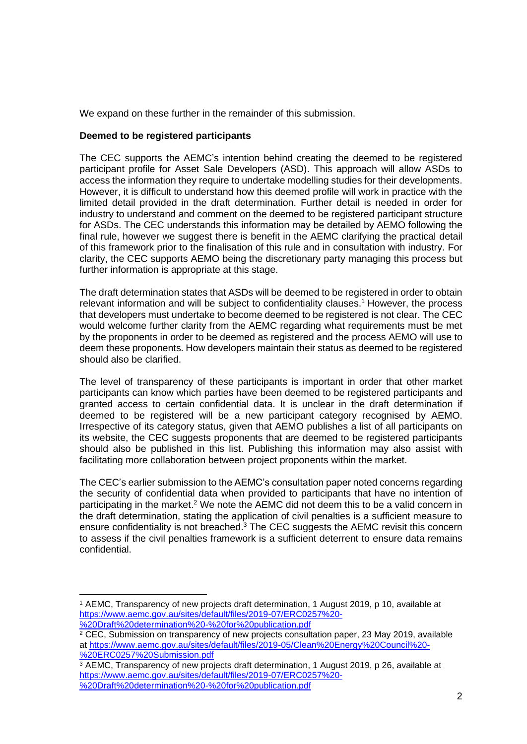We expand on these further in the remainder of this submission.

**Deemed to be registered participants**

The CEC supports the AEMC's intention behind creating the deemed to be registered participant profile for Asset Sale Developers (ASD). This approach will allow ASDs to access the information they require to undertake modelling studies for their developments. However, it is difficult to understand how this deemed profile will work in practice with the limited detail provided in the draft determination. Further detail is needed in order for industry to understand and comment on the deemed to be registered participant structure for ASDs. The CEC understands this information may be detailed by AEMO following the final rule, however we suggest there is benefit in the AEMC clarifying the practical detail of this framework prior to the finalisation of this rule and in consultation with industry. For clarity, the CEC supports AEMO being the discretionary party managing this process but further information is appropriate at this stage.

The draft determination states that ASDs will be deemed to be registered in order to obtain relevant information and will be subject to confidentiality clauses.[1] However, the process that developers must undertake to become deemed to be registered is not clear. The CEC would welcome further clarity from the AEMC regarding what requirements must be met by the proponents in order to be deemed as registered and the process AEMO will use to deem these proponents. How developers maintain their status as deemed to be registered should also be clarified.

The level of transparency of these participants is important in order that other market participants can know which parties have been deemed to be registered participants and granted access to certain confidential data. It is unclear in the draft determination if deemed to be registered will be a new participant category recognised by AEMO. Irrespective of its category status, given that AEMO publishes a list of all participants on its website, the CEC suggests proponents that are deemed to be registered participants should also be published in this list. Publishing this information may also assist with facilitating more collaboration between project proponents within the market.

The CEC's earlier submission to the AEMC's consultation paper noted concerns regarding the security of confidential data when provided to participants that have no intention of participating in the market.[2] We note the AEMC did not deem this to be a valid concern in the draft determination, stating the application of civil penalties is a sufficient measure to ensure confidentiality is not breached.[3] The CEC suggests the AEMC revisit this concern to assess if the civil penalties framework is a sufficient deterrent to ensure data remains confidential.

---

[1] AEMC, Transparency of new projects draft determination, 1 August 2019, p 10, available at https://www.aemc.gov.au/sites/default/files/2019-07/ERC0257%20-%20Draft%20determination%20-%20for%20publication.pdf

[2] CEC, Submission on transparency of new projects consultation paper, 23 May 2019, available at https://www.aemc.gov.au/sites/default/files/2019-05/Clean%20Energy%20Council%20-%20ERC0257%20Submission.pdf

[3] AEMC, Transparency of new projects draft determination, 1 August 2019, p 26, available at https://www.aemc.gov.au/sites/default/files/2019-07/ERC0257%20-%20Draft%20determination%20-%20for%20publication.pdf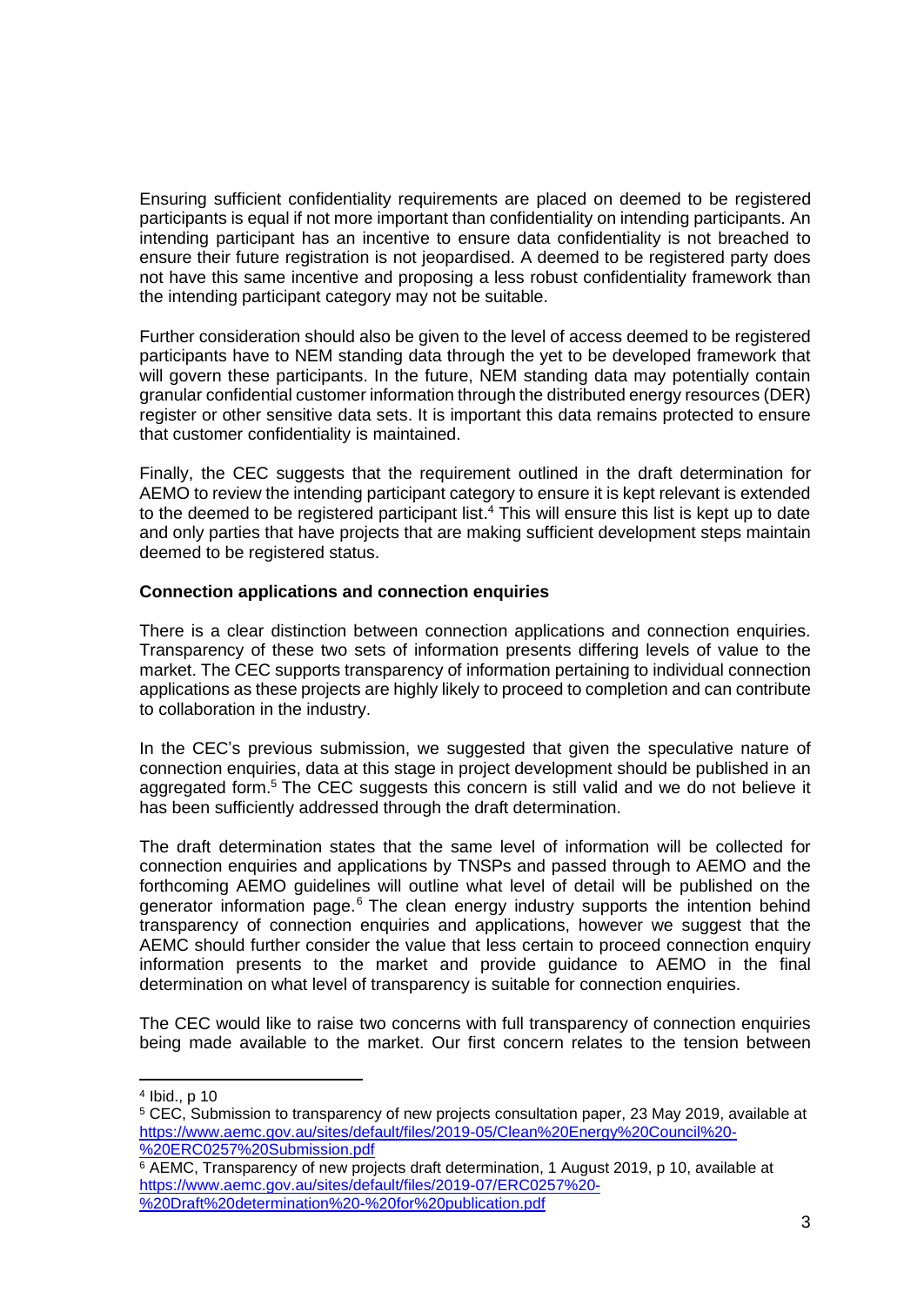Ensuring sufficient confidentiality requirements are placed on deemed to be registered participants is equal if not more important than confidentiality on intending participants. An intending participant has an incentive to ensure data confidentiality is not breached to ensure their future registration is not jeopardised. A deemed to be registered party does not have this same incentive and proposing a less robust confidentiality framework than the intending participant category may not be suitable.

Further consideration should also be given to the level of access deemed to be registered participants have to NEM standing data through the yet to be developed framework that will govern these participants. In the future, NEM standing data may potentially contain granular confidential customer information through the distributed energy resources (DER) register or other sensitive data sets. It is important this data remains protected to ensure that customer confidentiality is maintained.

Finally, the CEC suggests that the requirement outlined in the draft determination for AEMO to review the intending participant category to ensure it is kept relevant is extended to the deemed to be registered participant list.[4] This will ensure this list is kept up to date and only parties that have projects that are making sufficient development steps maintain deemed to be registered status.

**Connection applications and connection enquiries**

There is a clear distinction between connection applications and connection enquiries. Transparency of these two sets of information presents differing levels of value to the market. The CEC supports transparency of information pertaining to individual connection applications as these projects are highly likely to proceed to completion and can contribute to collaboration in the industry.

In the CEC's previous submission, we suggested that given the speculative nature of connection enquiries, data at this stage in project development should be published in an aggregated form.[5] The CEC suggests this concern is still valid and we do not believe it has been sufficiently addressed through the draft determination.

The draft determination states that the same level of information will be collected for connection enquiries and applications by TNSPs and passed through to AEMO and the forthcoming AEMO guidelines will outline what level of detail will be published on the generator information page.[6] The clean energy industry supports the intention behind transparency of connection enquiries and applications, however we suggest that the AEMC should further consider the value that less certain to proceed connection enquiry information presents to the market and provide guidance to AEMO in the final determination on what level of transparency is suitable for connection enquiries.

The CEC would like to raise two concerns with full transparency of connection enquiries being made available to the market. Our first concern relates to the tension between

---

[4] Ibid., p 10

[5] CEC, Submission to transparency of new projects consultation paper, 23 May 2019, available at https://www.aemc.gov.au/sites/default/files/2019-05/Clean%20Energy%20Council%20-%20ERC0257%20Submission.pdf

[6] AEMC, Transparency of new projects draft determination, 1 August 2019, p 10, available at https://www.aemc.gov.au/sites/default/files/2019-07/ERC0257%20-%20Draft%20determination%20-%20for%20publication.pdf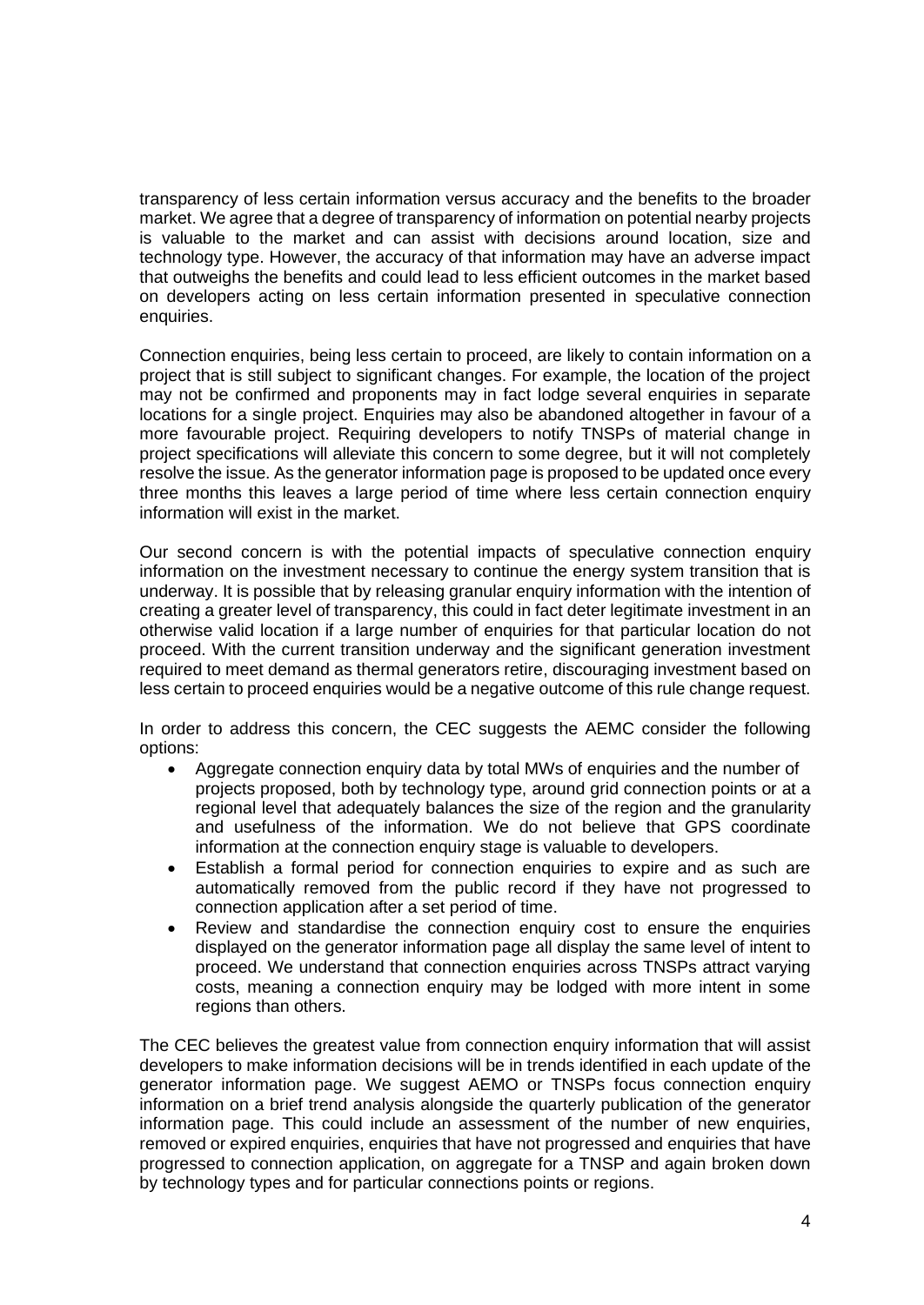transparency of less certain information versus accuracy and the benefits to the broader market. We agree that a degree of transparency of information on potential nearby projects is valuable to the market and can assist with decisions around location, size and technology type. However, the accuracy of that information may have an adverse impact that outweighs the benefits and could lead to less efficient outcomes in the market based on developers acting on less certain information presented in speculative connection enquiries.

Connection enquiries, being less certain to proceed, are likely to contain information on a project that is still subject to significant changes. For example, the location of the project may not be confirmed and proponents may in fact lodge several enquiries in separate locations for a single project. Enquiries may also be abandoned altogether in favour of a more favourable project. Requiring developers to notify TNSPs of material change in project specifications will alleviate this concern to some degree, but it will not completely resolve the issue. As the generator information page is proposed to be updated once every three months this leaves a large period of time where less certain connection enquiry information will exist in the market.

Our second concern is with the potential impacts of speculative connection enquiry information on the investment necessary to continue the energy system transition that is underway. It is possible that by releasing granular enquiry information with the intention of creating a greater level of transparency, this could in fact deter legitimate investment in an otherwise valid location if a large number of enquiries for that particular location do not proceed. With the current transition underway and the significant generation investment required to meet demand as thermal generators retire, discouraging investment based on less certain to proceed enquiries would be a negative outcome of this rule change request.

In order to address this concern, the CEC suggests the AEMC consider the following options:

- Aggregate connection enquiry data by total MWs of enquiries and the number of projects proposed, both by technology type, around grid connection points or at a regional level that adequately balances the size of the region and the granularity and usefulness of the information. We do not believe that GPS coordinate information at the connection enquiry stage is valuable to developers.
- Establish a formal period for connection enquiries to expire and as such are automatically removed from the public record if they have not progressed to connection application after a set period of time.
- Review and standardise the connection enquiry cost to ensure the enquiries displayed on the generator information page all display the same level of intent to proceed. We understand that connection enquiries across TNSPs attract varying costs, meaning a connection enquiry may be lodged with more intent in some regions than others.

The CEC believes the greatest value from connection enquiry information that will assist developers to make information decisions will be in trends identified in each update of the generator information page. We suggest AEMO or TNSPs focus connection enquiry information on a brief trend analysis alongside the quarterly publication of the generator information page. This could include an assessment of the number of new enquiries, removed or expired enquiries, enquiries that have not progressed and enquiries that have progressed to connection application, on aggregate for a TNSP and again broken down by technology types and for particular connections points or regions.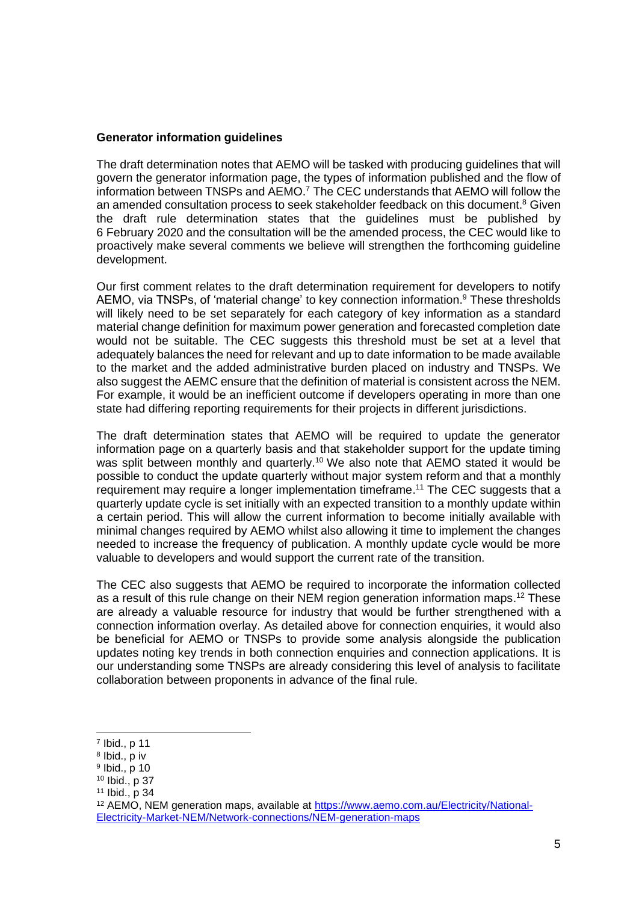**Generator information guidelines**

The draft determination notes that AEMO will be tasked with producing guidelines that will govern the generator information page, the types of information published and the flow of information between TNSPs and AEMO.[7] The CEC understands that AEMO will follow the an amended consultation process to seek stakeholder feedback on this document.[8] Given the draft rule determination states that the guidelines must be published by 6 February 2020 and the consultation will be the amended process, the CEC would like to proactively make several comments we believe will strengthen the forthcoming guideline development.

Our first comment relates to the draft determination requirement for developers to notify AEMO, via TNSPs, of 'material change' to key connection information.[9] These thresholds will likely need to be set separately for each category of key information as a standard material change definition for maximum power generation and forecasted completion date would not be suitable. The CEC suggests this threshold must be set at a level that adequately balances the need for relevant and up to date information to be made available to the market and the added administrative burden placed on industry and TNSPs. We also suggest the AEMC ensure that the definition of material is consistent across the NEM. For example, it would be an inefficient outcome if developers operating in more than one state had differing reporting requirements for their projects in different jurisdictions.

The draft determination states that AEMO will be required to update the generator information page on a quarterly basis and that stakeholder support for the update timing was split between monthly and quarterly.[10] We also note that AEMO stated it would be possible to conduct the update quarterly without major system reform and that a monthly requirement may require a longer implementation timeframe.[11] The CEC suggests that a quarterly update cycle is set initially with an expected transition to a monthly update within a certain period. This will allow the current information to become initially available with minimal changes required by AEMO whilst also allowing it time to implement the changes needed to increase the frequency of publication. A monthly update cycle would be more valuable to developers and would support the current rate of the transition.

The CEC also suggests that AEMO be required to incorporate the information collected as a result of this rule change on their NEM region generation information maps.[12] These are already a valuable resource for industry that would be further strengthened with a connection information overlay. As detailed above for connection enquiries, it would also be beneficial for AEMO or TNSPs to provide some analysis alongside the publication updates noting key trends in both connection enquiries and connection applications. It is our understanding some TNSPs are already considering this level of analysis to facilitate collaboration between proponents in advance of the final rule.

---

[7] Ibid., p 11

[8] Ibid., p iv

[9] Ibid., p 10

[10] Ibid., p 37

[11] Ibid., p 34

[12] AEMO, NEM generation maps, available at https://www.aemo.com.au/Electricity/National-Electricity-Market-NEM/Network-connections/NEM-generation-maps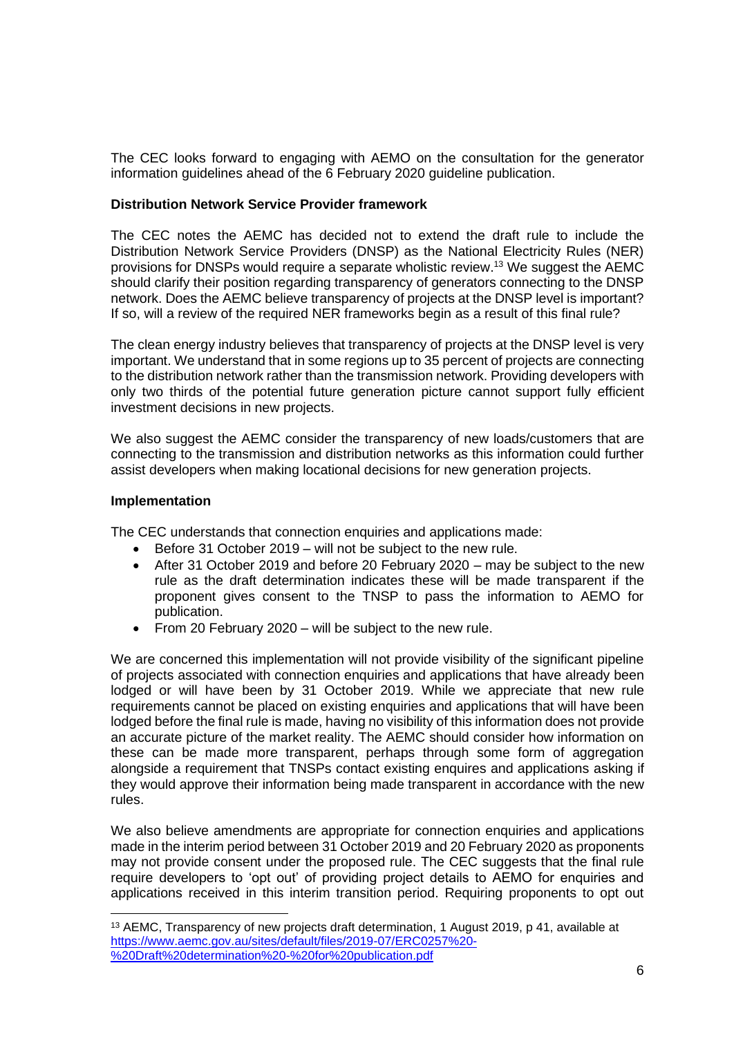The CEC looks forward to engaging with AEMO on the consultation for the generator information guidelines ahead of the 6 February 2020 guideline publication.

**Distribution Network Service Provider framework**

The CEC notes the AEMC has decided not to extend the draft rule to include the Distribution Network Service Providers (DNSP) as the National Electricity Rules (NER) provisions for DNSPs would require a separate wholistic review.[13] We suggest the AEMC should clarify their position regarding transparency of generators connecting to the DNSP network. Does the AEMC believe transparency of projects at the DNSP level is important? If so, will a review of the required NER frameworks begin as a result of this final rule?

The clean energy industry believes that transparency of projects at the DNSP level is very important. We understand that in some regions up to 35 percent of projects are connecting to the distribution network rather than the transmission network. Providing developers with only two thirds of the potential future generation picture cannot support fully efficient investment decisions in new projects.

We also suggest the AEMC consider the transparency of new loads/customers that are connecting to the transmission and distribution networks as this information could further assist developers when making locational decisions for new generation projects.

**Implementation**

The CEC understands that connection enquiries and applications made:

- Before 31 October 2019 – will not be subject to the new rule.
- After 31 October 2019 and before 20 February 2020 – may be subject to the new rule as the draft determination indicates these will be made transparent if the proponent gives consent to the TNSP to pass the information to AEMO for publication.
- From 20 February 2020 – will be subject to the new rule.

We are concerned this implementation will not provide visibility of the significant pipeline of projects associated with connection enquiries and applications that have already been lodged or will have been by 31 October 2019. While we appreciate that new rule requirements cannot be placed on existing enquiries and applications that will have been lodged before the final rule is made, having no visibility of this information does not provide an accurate picture of the market reality. The AEMC should consider how information on these can be made more transparent, perhaps through some form of aggregation alongside a requirement that TNSPs contact existing enquires and applications asking if they would approve their information being made transparent in accordance with the new rules.

We also believe amendments are appropriate for connection enquiries and applications made in the interim period between 31 October 2019 and 20 February 2020 as proponents may not provide consent under the proposed rule. The CEC suggests that the final rule require developers to 'opt out' of providing project details to AEMO for enquiries and applications received in this interim transition period. Requiring proponents to opt out

---

[13] AEMC, Transparency of new projects draft determination, 1 August 2019, p 41, available at https://www.aemc.gov.au/sites/default/files/2019-07/ERC0257%20-%20Draft%20determination%20-%20for%20publication.pdf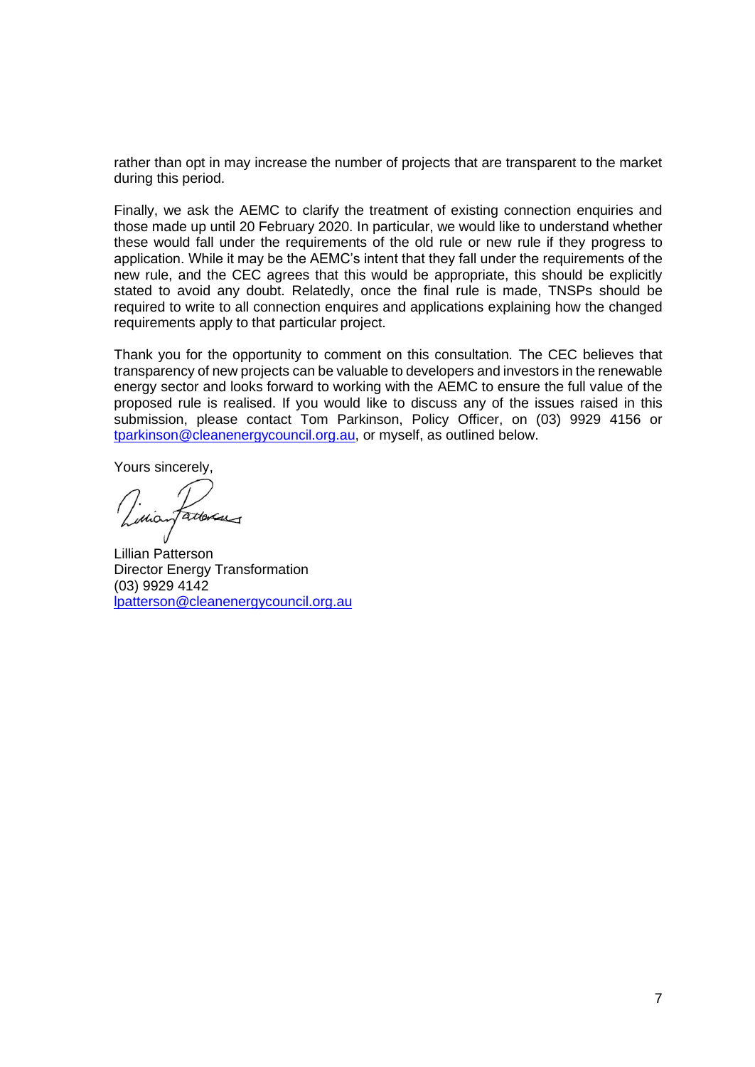rather than opt in may increase the number of projects that are transparent to the market during this period.

Finally, we ask the AEMC to clarify the treatment of existing connection enquiries and those made up until 20 February 2020. In particular, we would like to understand whether these would fall under the requirements of the old rule or new rule if they progress to application. While it may be the AEMC's intent that they fall under the requirements of the new rule, and the CEC agrees that this would be appropriate, this should be explicitly stated to avoid any doubt. Relatedly, once the final rule is made, TNSPs should be required to write to all connection enquires and applications explaining how the changed requirements apply to that particular project.

Thank you for the opportunity to comment on this consultation. The CEC believes that transparency of new projects can be valuable to developers and investors in the renewable energy sector and looks forward to working with the AEMC to ensure the full value of the proposed rule is realised. If you would like to discuss any of the issues raised in this submission, please contact Tom Parkinson, Policy Officer, on (03) 9929 4156 or tparkinson@cleanenergycouncil.org.au, or myself, as outlined below.

Yours sincerely,

Lillian Patterson
Director Energy Transformation
(03) 9929 4142
lpatterson@cleanenergycouncil.org.au